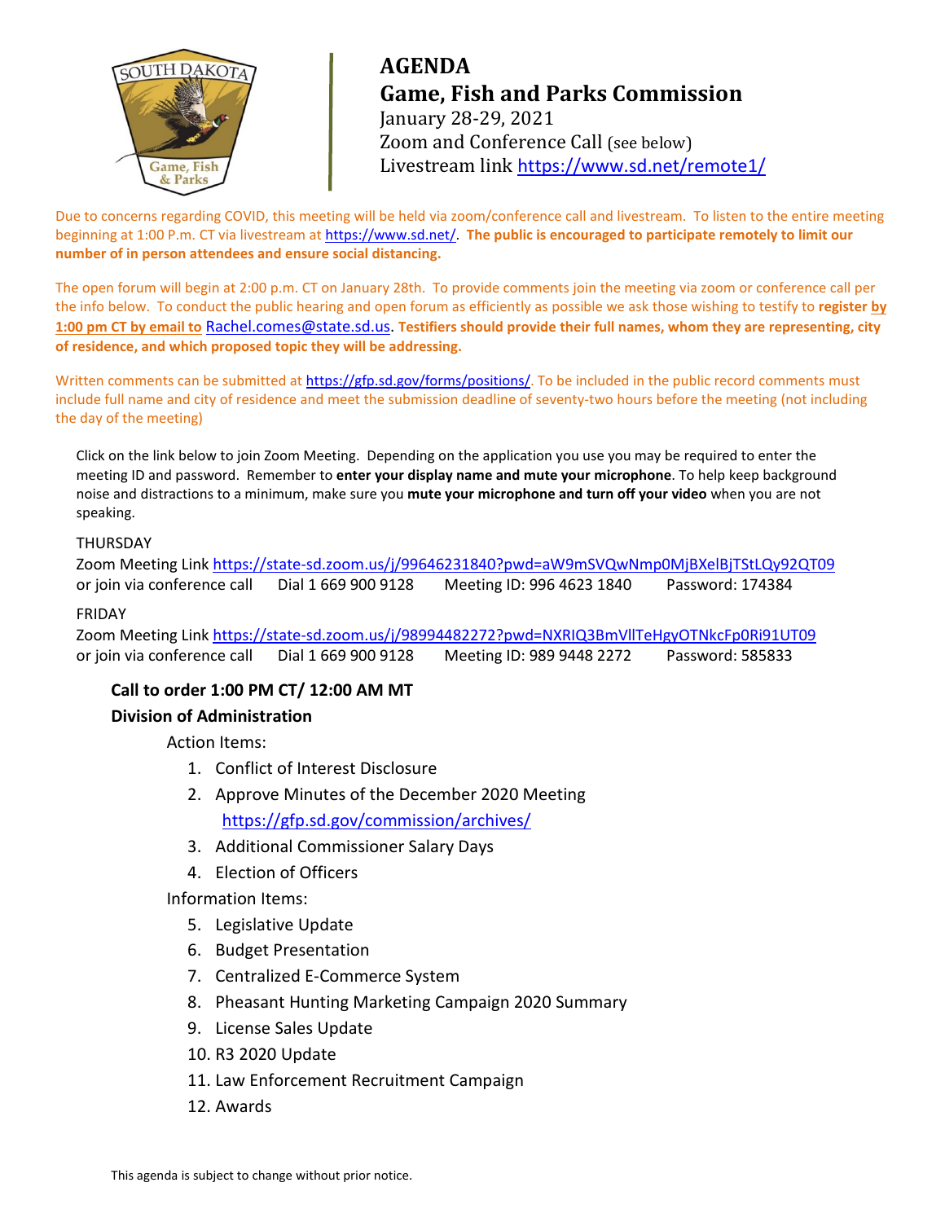# AGENDA

## Game, Fish and Parks Commission

January 28-29, 2021

Zoom and Conference Call (see below)

Livestream link https://www.sd.net/remote1/

Due to concerns regarding COVID, this meeting will be held via zoom/conference call and livestream. To listen to the entire meeting beginning at 1:00 P.m. CT via livestream at https://www.sd.net/. **The public is encouraged to participate remotely to limit our number of in person attendees and ensure social distancing.**

The open forum will begin at 2:00 p.m. CT on January 28th. To provide comments join the meeting via zoom or conference call per the info below. To conduct the public hearing and open forum as efficiently as possible we ask those wishing to testify to **register by 1:00 pm CT by email to** Rachel.comes@state.sd.us. **Testifiers should provide their full names, whom they are representing, city of residence, and which proposed topic they will be addressing.**

Written comments can be submitted at https://gfp.sd.gov/forms/positions/. To be included in the public record comments must include full name and city of residence and meet the submission deadline of seventy-two hours before the meeting (not including the day of the meeting)

Click on the link below to join Zoom Meeting. Depending on the application you use you may be required to enter the meeting ID and password. Remember to **enter your display name and mute your microphone**. To help keep background noise and distractions to a minimum, make sure you **mute your microphone and turn off your video** when you are not speaking.

THURSDAY

Zoom Meeting Link https://state-sd.zoom.us/j/99646231840?pwd=aW9mSVQwNmp0MjBXelBjTStLQy92QT09

or join via conference call  Dial 1 669 900 9128  Meeting ID: 996 4623 1840  Password: 174384

FRIDAY

Zoom Meeting Link https://state-sd.zoom.us/j/98994482272?pwd=NXRIQ3BmVllTeHgyOTNkcFp0Ri91UT09

or join via conference call  Dial 1 669 900 9128  Meeting ID: 989 9448 2272  Password: 585833

**Call to order 1:00 PM CT/ 12:00 AM MT**

**Division of Administration**

Action Items:

1. Conflict of Interest Disclosure
2. Approve Minutes of the December 2020 Meeting
   https://gfp.sd.gov/commission/archives/
3. Additional Commissioner Salary Days
4. Election of Officers

Information Items:

5. Legislative Update
6. Budget Presentation
7. Centralized E-Commerce System
8. Pheasant Hunting Marketing Campaign 2020 Summary
9. License Sales Update
10. R3 2020 Update
11. Law Enforcement Recruitment Campaign
12. Awards

This agenda is subject to change without prior notice.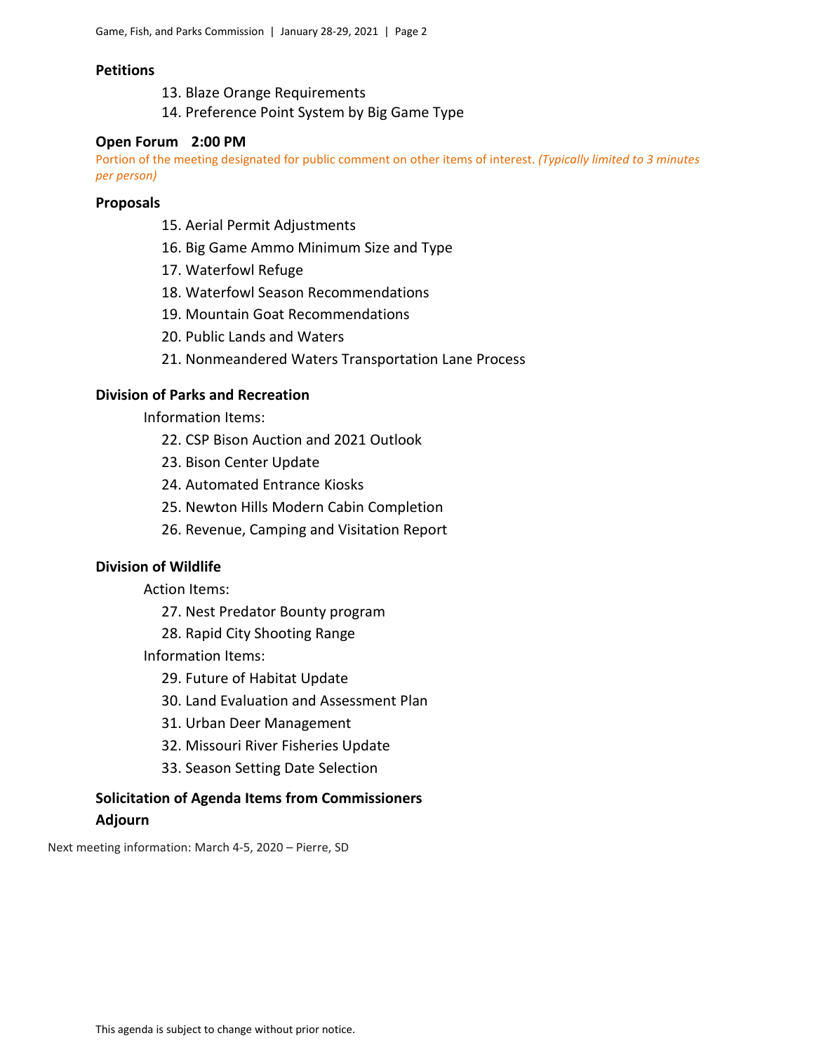**Petitions**

13. Blaze Orange Requirements
14. Preference Point System by Big Game Type

**Open Forum 2:00 PM**

Portion of the meeting designated for public comment on other items of interest. *(Typically limited to 3 minutes per person)*

**Proposals**

15. Aerial Permit Adjustments
16. Big Game Ammo Minimum Size and Type
17. Waterfowl Refuge
18. Waterfowl Season Recommendations
19. Mountain Goat Recommendations
20. Public Lands and Waters
21. Nonmeandered Waters Transportation Lane Process

**Division of Parks and Recreation**

Information Items:

22. CSP Bison Auction and 2021 Outlook
23. Bison Center Update
24. Automated Entrance Kiosks
25. Newton Hills Modern Cabin Completion
26. Revenue, Camping and Visitation Report

**Division of Wildlife**

Action Items:

27. Nest Predator Bounty program
28. Rapid City Shooting Range

Information Items:

29. Future of Habitat Update
30. Land Evaluation and Assessment Plan
31. Urban Deer Management
32. Missouri River Fisheries Update
33. Season Setting Date Selection

**Solicitation of Agenda Items from Commissioners**

**Adjourn**

Next meeting information: March 4-5, 2020 – Pierre, SD

This agenda is subject to change without prior notice.